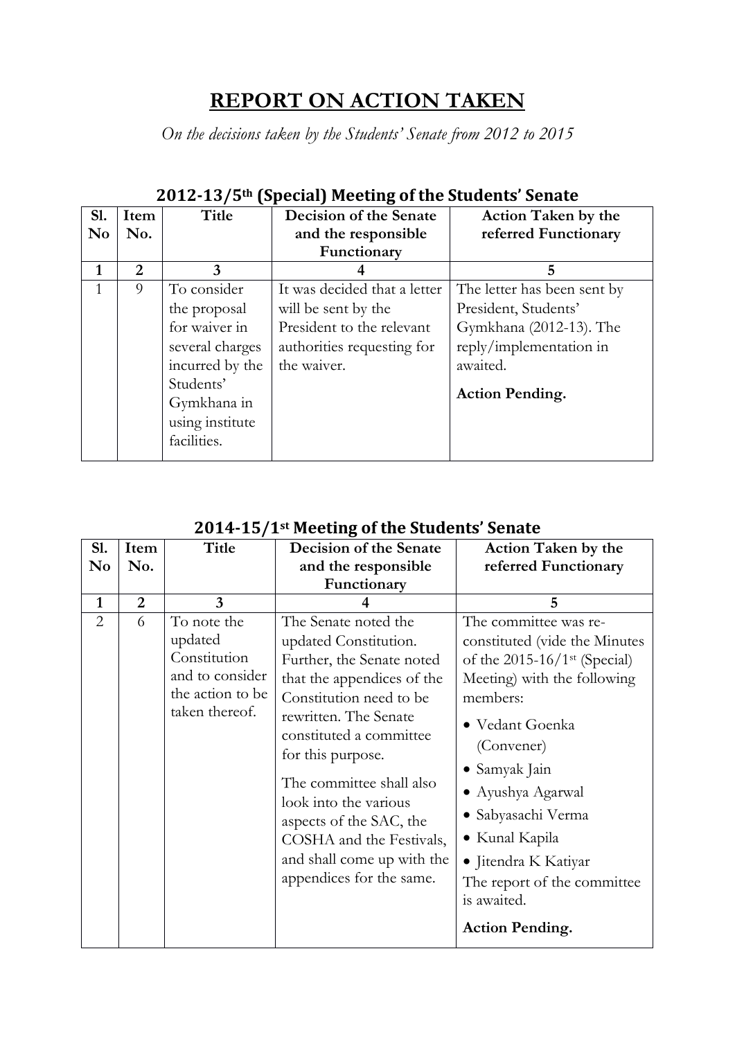# REPORT ON ACTION TAKEN

*On the decisions taken by the Students' Senate from 2012 to 2015*

## 2012-13/5th (Special) Meeting of the Students' Senate

| Sl. No | Item No. | Title | Decision of the Senate and the responsible Functionary | Action Taken by the referred Functionary |
|---|---|---|---|---|
| **1** | **2** | **3** | **4** | **5** |
| 1 | 9 | To consider the proposal for waiver in several charges incurred by the Students' Gymkhana in using institute facilities. | It was decided that a letter will be sent by the President to the relevant authorities requesting for the waiver. | The letter has been sent by President, Students' Gymkhana (2012-13). The reply/implementation in awaited.<br><br>**Action Pending.** |

## 2014-15/1st Meeting of the Students' Senate

| Sl. No | Item No. | Title | Decision of the Senate and the responsible Functionary | Action Taken by the referred Functionary |
|---|---|---|---|---|
| **1** | **2** | **3** | **4** | **5** |
| 2 | 6 | To note the updated Constitution and to consider the action to be taken thereof. | The Senate noted the updated Constitution. Further, the Senate noted that the appendices of the Constitution need to be rewritten. The Senate constituted a committee for this purpose.<br><br>The committee shall also look into the various aspects of the SAC, the COSHA and the Festivals, and shall come up with the appendices for the same. | The committee was re-constituted (vide the Minutes of the 2015-16/1st (Special) Meeting) with the following members:<br>• Vedant Goenka (Convener)<br>• Samyak Jain<br>• Ayushya Agarwal<br>• Sabyasachi Verma<br>• Kunal Kapila<br>• Jitendra K Katiyar<br>The report of the committee is awaited.<br><br>**Action Pending.** |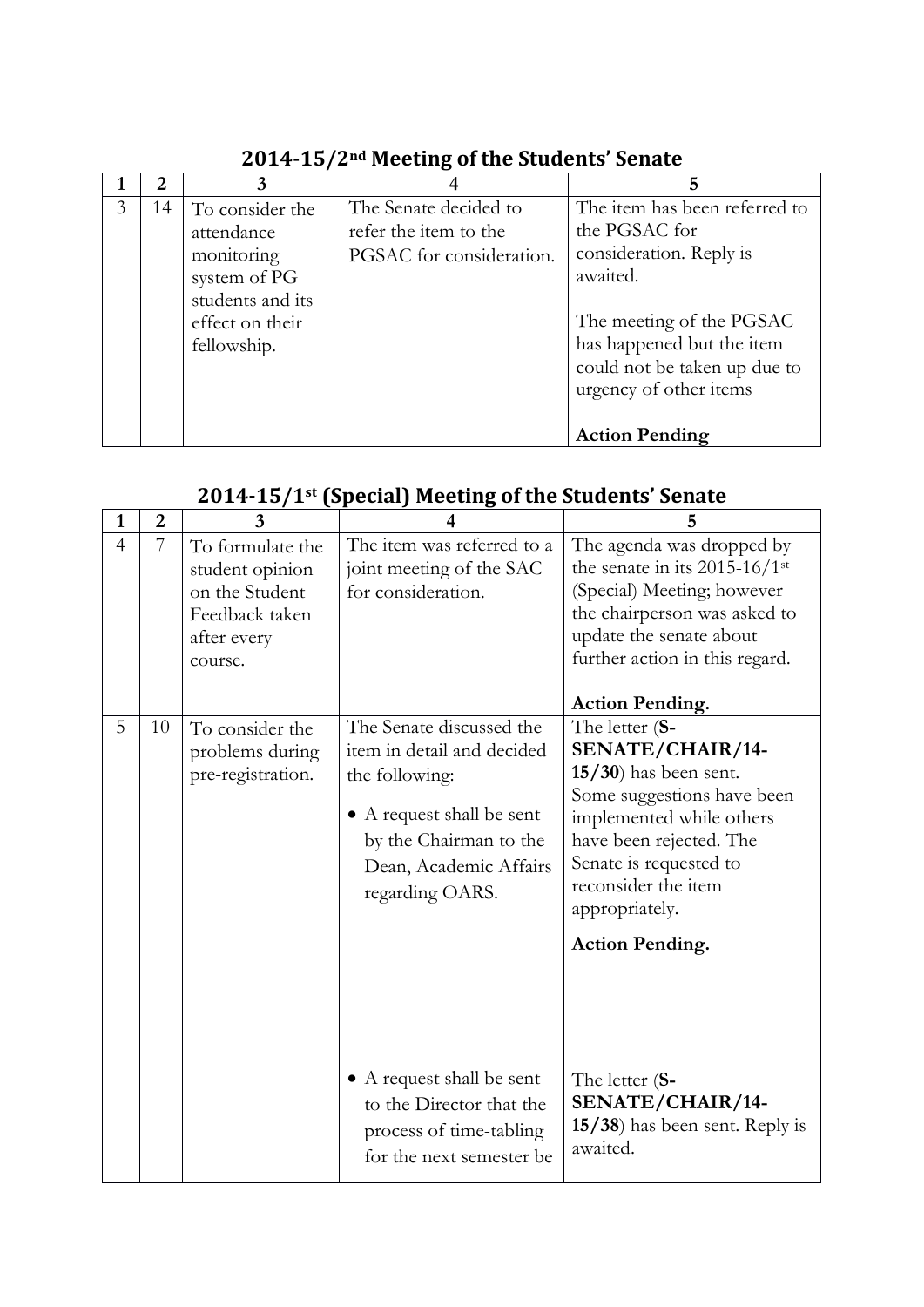## 2014-15/2nd Meeting of the Students' Senate

| 1 | 2 | 3 | 4 | 5 |
|---|---|---|---|---|
| 3 | 14 | To consider the attendance monitoring system of PG students and its effect on their fellowship. | The Senate decided to refer the item to the PGSAC for consideration. | The item has been referred to the PGSAC for consideration. Reply is awaited.<br><br>The meeting of the PGSAC has happened but the item could not be taken up due to urgency of other items<br><br>**Action Pending** |

## 2014-15/1st (Special) Meeting of the Students' Senate

| 1 | 2 | 3 | 4 | 5 |
|---|---|---|---|---|
| 4 | 7 | To formulate the student opinion on the Student Feedback taken after every course. | The item was referred to a joint meeting of the SAC for consideration. | The agenda was dropped by the senate in its 2015-16/1st (Special) Meeting; however the chairperson was asked to update the senate about further action in this regard.<br><br>**Action Pending.** |
| 5 | 10 | To consider the problems during pre-registration. | The Senate discussed the item in detail and decided the following:<br><br>• A request shall be sent by the Chairman to the Dean, Academic Affairs regarding OARS. | The letter (**S-SENATE/CHAIR/14-15/30**) has been sent. Some suggestions have been implemented while others have been rejected. The Senate is requested to reconsider the item appropriately.<br><br>**Action Pending.** |
| | | | • A request shall be sent to the Director that the process of time-tabling for the next semester be | The letter (**S-SENATE/CHAIR/14-15/38**) has been sent. Reply is awaited. |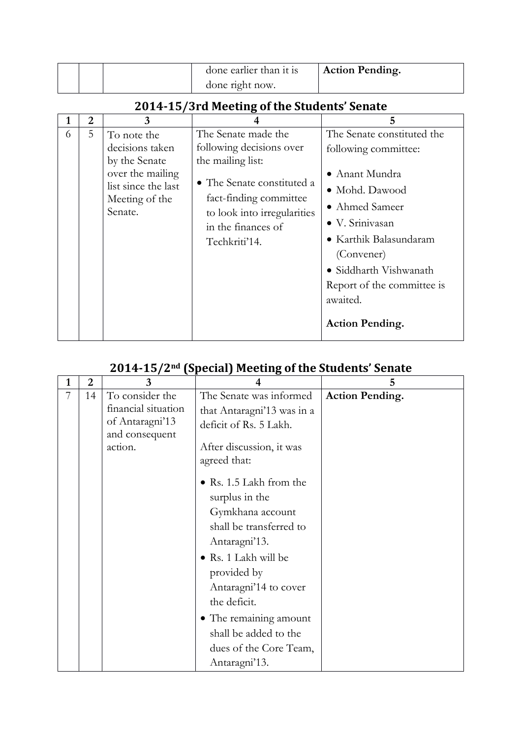| | | | done earlier than it is done right now. | **Action Pending.** |
|---|---|---|---|---|

## 2014-15/3rd Meeting of the Students' Senate

| 1 | 2 | 3 | 4 | 5 |
|---|---|---|---|---|
| 6 | 5 | To note the decisions taken by the Senate over the mailing list since the last Meeting of the Senate. | The Senate made the following decisions over the mailing list:<br>• The Senate constituted a fact-finding committee to look into irregularities in the finances of Techkriti'14. | The Senate constituted the following committee:<br>• Anant Mundra<br>• Mohd. Dawood<br>• Ahmed Sameer<br>• V. Srinivasan<br>• Karthik Balasundaram (Convener)<br>• Siddharth Vishwanath<br>Report of the committee is awaited.<br>**Action Pending.** |

## 2014-15/2nd (Special) Meeting of the Students' Senate

| 1 | 2 | 3 | 4 | 5 |
|---|---|---|---|---|
| 7 | 14 | To consider the financial situation of Antaragni'13 and consequent action. | The Senate was informed that Antaragni'13 was in a deficit of Rs. 5 Lakh.<br>After discussion, it was agreed that:<br>• Rs. 1.5 Lakh from the surplus in the Gymkhana account shall be transferred to Antaragni'13.<br>• Rs. 1 Lakh will be provided by Antaragni'14 to cover the deficit.<br>• The remaining amount shall be added to the dues of the Core Team, Antaragni'13. | **Action Pending.** |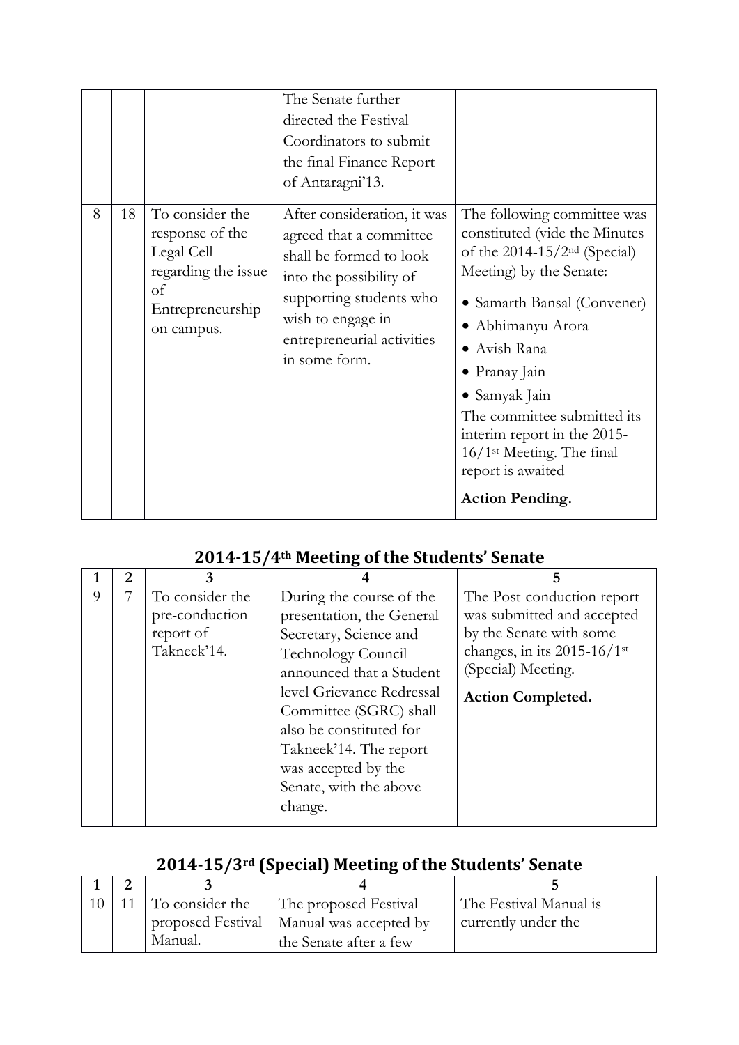|  |  |  | The Senate further directed the Festival Coordinators to submit the final Finance Report of Antaragni'13. |  |
|---|---|---|---|---|
| 8 | 18 | To consider the response of the Legal Cell regarding the issue of Entrepreneurship on campus. | After consideration, it was agreed that a committee shall be formed to look into the possibility of supporting students who wish to engage in entrepreneurial activities in some form. | The following committee was constituted (vide the Minutes of the 2014-15/2nd (Special) Meeting) by the Senate:<br>• Samarth Bansal (Convener)<br>• Abhimanyu Arora<br>• Avish Rana<br>• Pranay Jain<br>• Samyak Jain<br>The committee submitted its interim report in the 2015-16/1st Meeting. The final report is awaited<br>**Action Pending.** |

## 2014-15/4th Meeting of the Students' Senate

| 1 | 2 | 3 | 4 | 5 |
|---|---|---|---|---|
| 9 | 7 | To consider the pre-conduction report of Takneek'14. | During the course of the presentation, the General Secretary, Science and Technology Council announced that a Student level Grievance Redressal Committee (SGRC) shall also be constituted for Takneek'14. The report was accepted by the Senate, with the above change. | The Post-conduction report was submitted and accepted by the Senate with some changes, in its 2015-16/1st (Special) Meeting.<br>**Action Completed.** |

## 2014-15/3rd (Special) Meeting of the Students' Senate

| 1 | 2 | 3 | 4 | 5 |
|---|---|---|---|---|
| 10 | 11 | To consider the proposed Festival Manual. | The proposed Festival Manual was accepted by the Senate after a few | The Festival Manual is currently under the |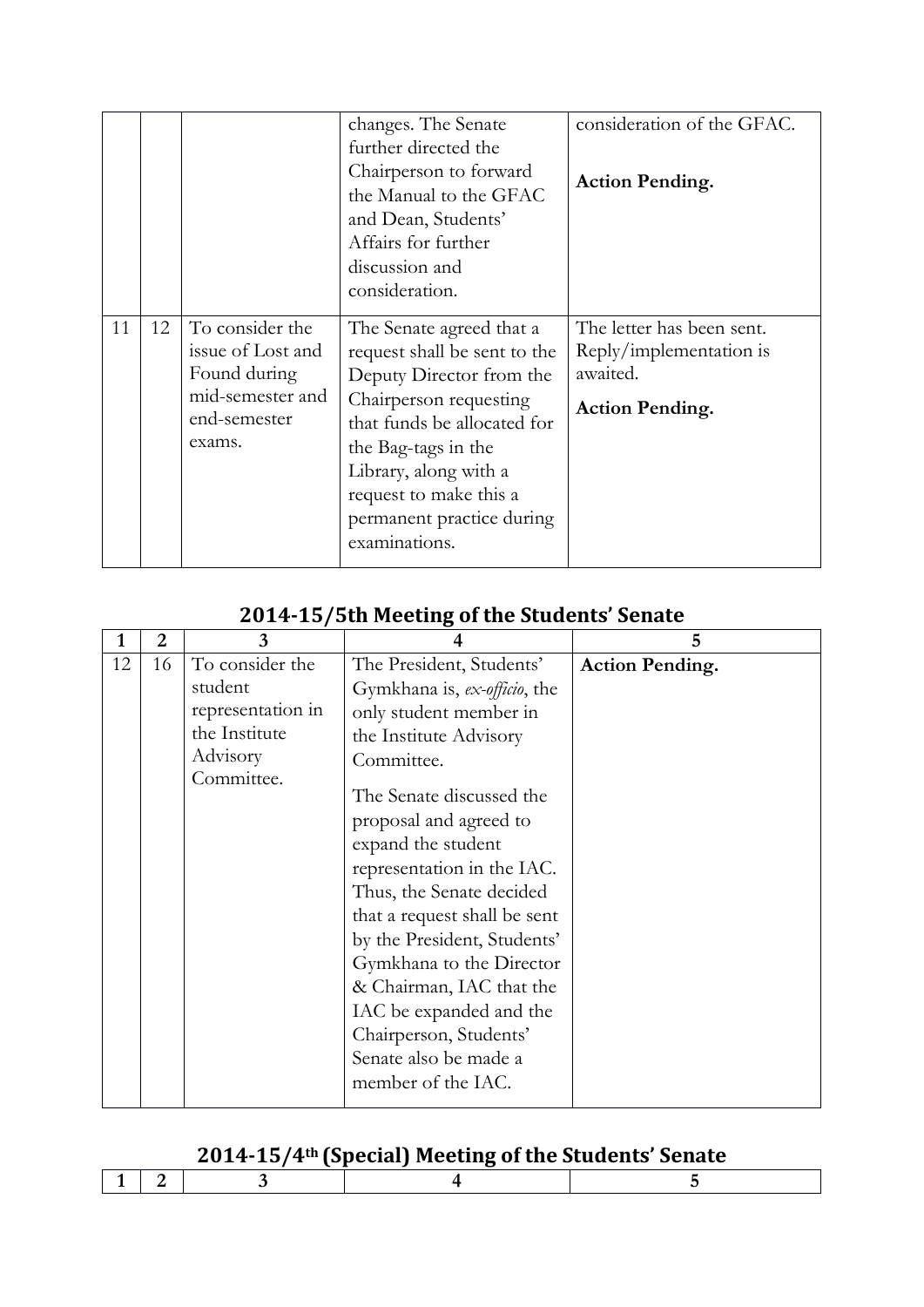| | | | changes. The Senate further directed the Chairperson to forward the Manual to the GFAC and Dean, Students' Affairs for further discussion and consideration. | consideration of the GFAC.<br><br>**Action Pending.** |
|---|---|---|---|---|
| 11 | 12 | To consider the issue of Lost and Found during mid-semester and end-semester exams. | The Senate agreed that a request shall be sent to the Deputy Director from the Chairperson requesting that funds be allocated for the Bag-tags in the Library, along with a request to make this a permanent practice during examinations. | The letter has been sent. Reply/implementation is awaited.<br><br>**Action Pending.** |

## 2014-15/5th Meeting of the Students' Senate

| 1 | 2 | 3 | 4 | 5 |
|---|---|---|---|---|
| 12 | 16 | To consider the student representation in the Institute Advisory Committee. | The President, Students' Gymkhana is, *ex-officio*, the only student member in the Institute Advisory Committee.<br><br>The Senate discussed the proposal and agreed to expand the student representation in the IAC. Thus, the Senate decided that a request shall be sent by the President, Students' Gymkhana to the Director & Chairman, IAC that the IAC be expanded and the Chairperson, Students' Senate also be made a member of the IAC. | **Action Pending.** |

## 2014-15/4th (Special) Meeting of the Students' Senate

| 1 | 2 | 3 | 4 | 5 |
|---|---|---|---|---|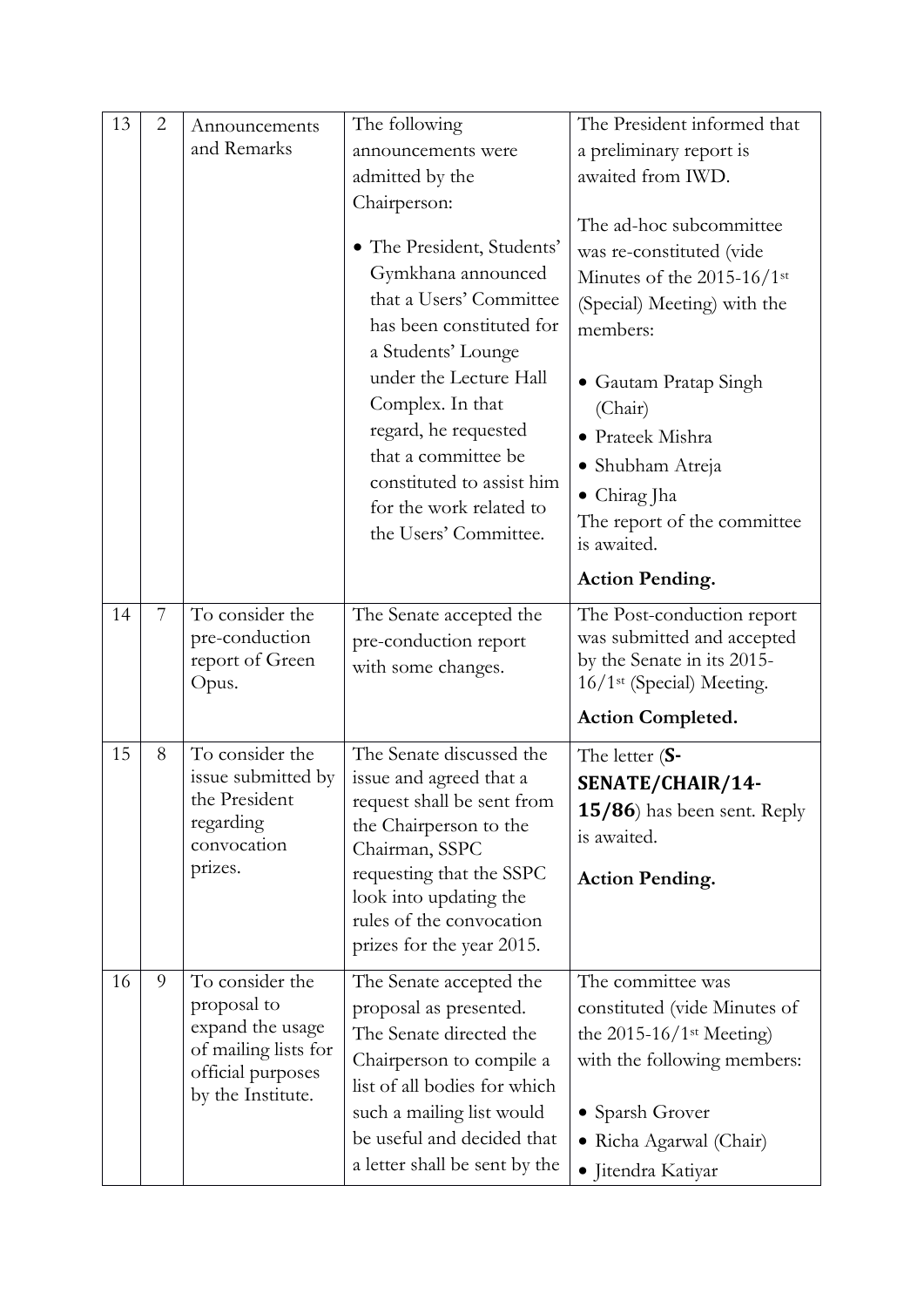| 13 | 2 | Announcements and Remarks | The following announcements were admitted by the Chairperson:<br><br>• The President, Students' Gymkhana announced that a Users' Committee has been constituted for a Students' Lounge under the Lecture Hall Complex. In that regard, he requested that a committee be constituted to assist him for the work related to the Users' Committee. | The President informed that a preliminary report is awaited from IWD.<br><br>The ad-hoc subcommittee was re-constituted (vide Minutes of the 2015-16/1st (Special) Meeting) with the members:<br><br>• Gautam Pratap Singh (Chair)<br>• Prateek Mishra<br>• Shubham Atreja<br>• Chirag Jha<br>The report of the committee is awaited.<br><br>**Action Pending.** |
|---|---|---|---|---|
| 14 | 7 | To consider the pre-conduction report of Green Opus. | The Senate accepted the pre-conduction report with some changes. | The Post-conduction report was submitted and accepted by the Senate in its 2015-16/1st (Special) Meeting.<br><br>**Action Completed.** |
| 15 | 8 | To consider the issue submitted by the President regarding convocation prizes. | The Senate discussed the issue and agreed that a request shall be sent from the Chairperson to the Chairman, SSPC requesting that the SSPC look into updating the rules of the convocation prizes for the year 2015. | The letter (**S-SENATE/CHAIR/14-15/86**) has been sent. Reply is awaited.<br><br>**Action Pending.** |
| 16 | 9 | To consider the proposal to expand the usage of mailing lists for official purposes by the Institute. | The Senate accepted the proposal as presented. The Senate directed the Chairperson to compile a list of all bodies for which such a mailing list would be useful and decided that a letter shall be sent by the | The committee was constituted (vide Minutes of the 2015-16/1st Meeting) with the following members:<br><br>• Sparsh Grover<br>• Richa Agarwal (Chair)<br>• Jitendra Katiyar |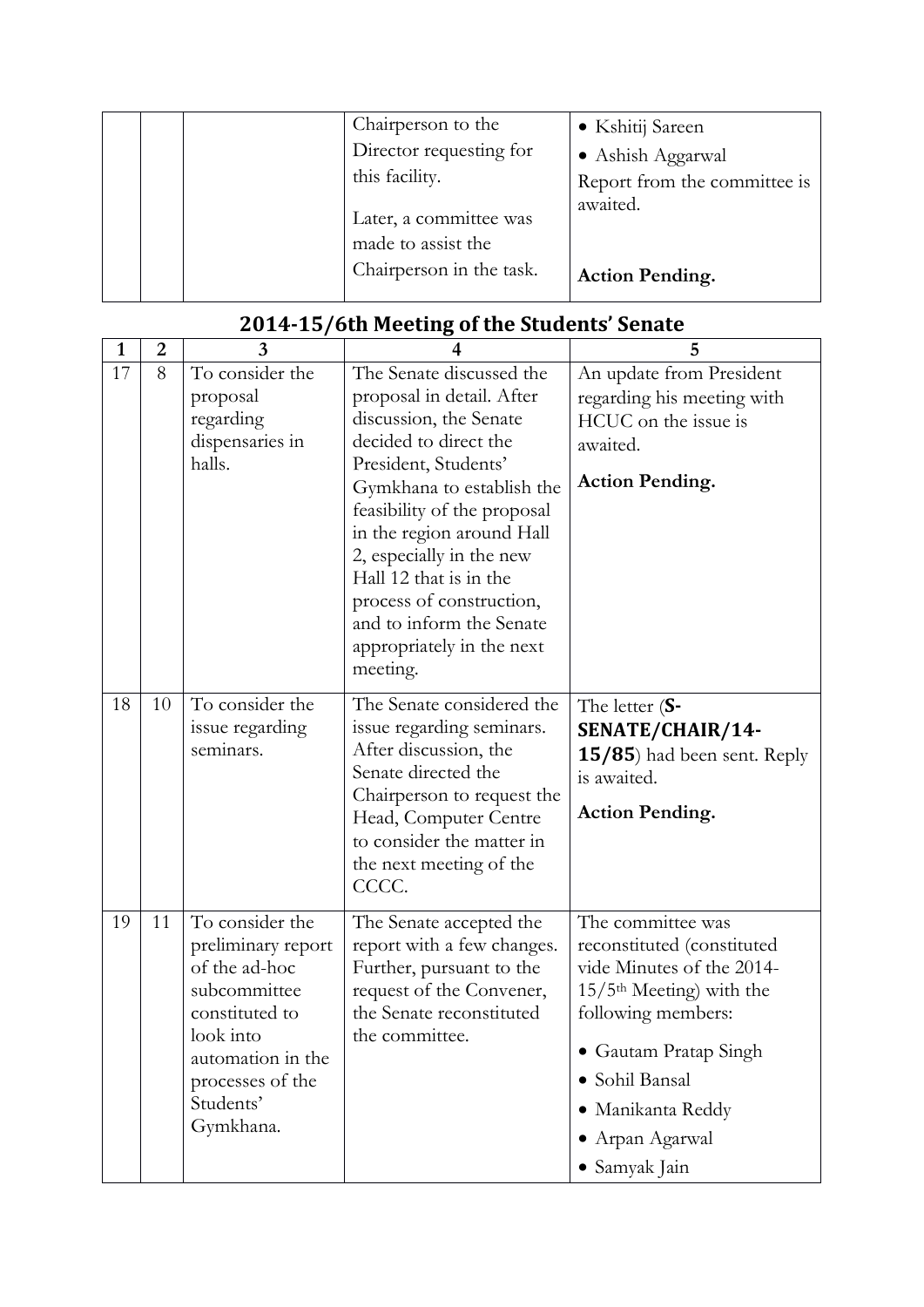| | | | Chairperson to the Director requesting for this facility.<br><br>Later, a committee was made to assist the Chairperson in the task. | • Kshitij Sareen<br>• Ashish Aggarwal<br>Report from the committee is awaited.<br><br>**Action Pending.** |
|---|---|---|---|---|

## 2014-15/6th Meeting of the Students' Senate

| 1 | 2 | 3 | 4 | 5 |
|---|---|---|---|---|
| 17 | 8 | To consider the proposal regarding dispensaries in halls. | The Senate discussed the proposal in detail. After discussion, the Senate decided to direct the President, Students' Gymkhana to establish the feasibility of the proposal in the region around Hall 2, especially in the new Hall 12 that is in the process of construction, and to inform the Senate appropriately in the next meeting. | An update from President regarding his meeting with HCUC on the issue is awaited.<br><br>**Action Pending.** |
| 18 | 10 | To consider the issue regarding seminars. | The Senate considered the issue regarding seminars. After discussion, the Senate directed the Chairperson to request the Head, Computer Centre to consider the matter in the next meeting of the CCCC. | The letter (**S-SENATE/CHAIR/14-15/85**) had been sent. Reply is awaited.<br><br>**Action Pending.** |
| 19 | 11 | To consider the preliminary report of the ad-hoc subcommittee constituted to look into automation in the processes of the Students' Gymkhana. | The Senate accepted the report with a few changes. Further, pursuant to the request of the Convener, the Senate reconstituted the committee. | The committee was reconstituted (constituted vide Minutes of the 2014-15/5th Meeting) with the following members:<br>• Gautam Pratap Singh<br>• Sohil Bansal<br>• Manikanta Reddy<br>• Arpan Agarwal<br>• Samyak Jain |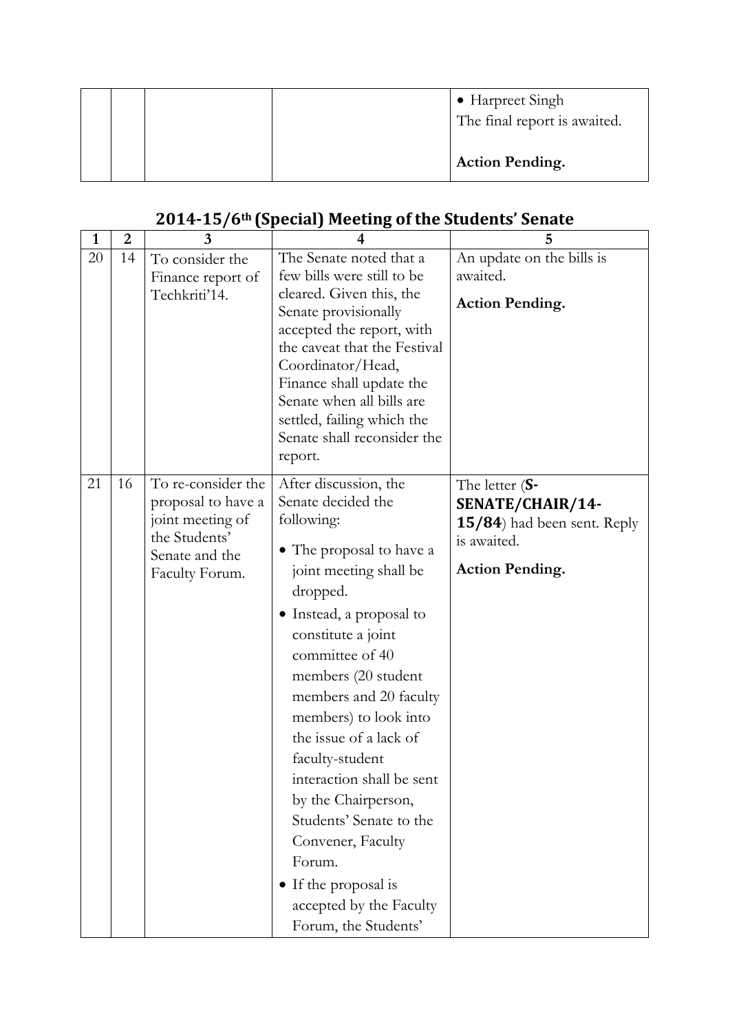| | | | | • Harpreet Singh<br>The final report is awaited.<br><br>**Action Pending.** |
|---|---|---|---|---|

## 2014-15/6th (Special) Meeting of the Students' Senate

| 1 | 2 | 3 | 4 | 5 |
|---|---|---|---|---|
| 20 | 14 | To consider the Finance report of Techkriti'14. | The Senate noted that a few bills were still to be cleared. Given this, the Senate provisionally accepted the report, with the caveat that the Festival Coordinator/Head, Finance shall update the Senate when all bills are settled, failing which the Senate shall reconsider the report. | An update on the bills is awaited.<br>**Action Pending.** |
| 21 | 16 | To re-consider the proposal to have a joint meeting of the Students' Senate and the Faculty Forum. | After discussion, the Senate decided the following:<br>• The proposal to have a joint meeting shall be dropped.<br>• Instead, a proposal to constitute a joint committee of 40 members (20 student members and 20 faculty members) to look into the issue of a lack of faculty-student interaction shall be sent by the Chairperson, Students' Senate to the Convener, Faculty Forum.<br>• If the proposal is accepted by the Faculty Forum, the Students' | The letter (**S-SENATE/CHAIR/14-15/84**) had been sent. Reply is awaited.<br>**Action Pending.** |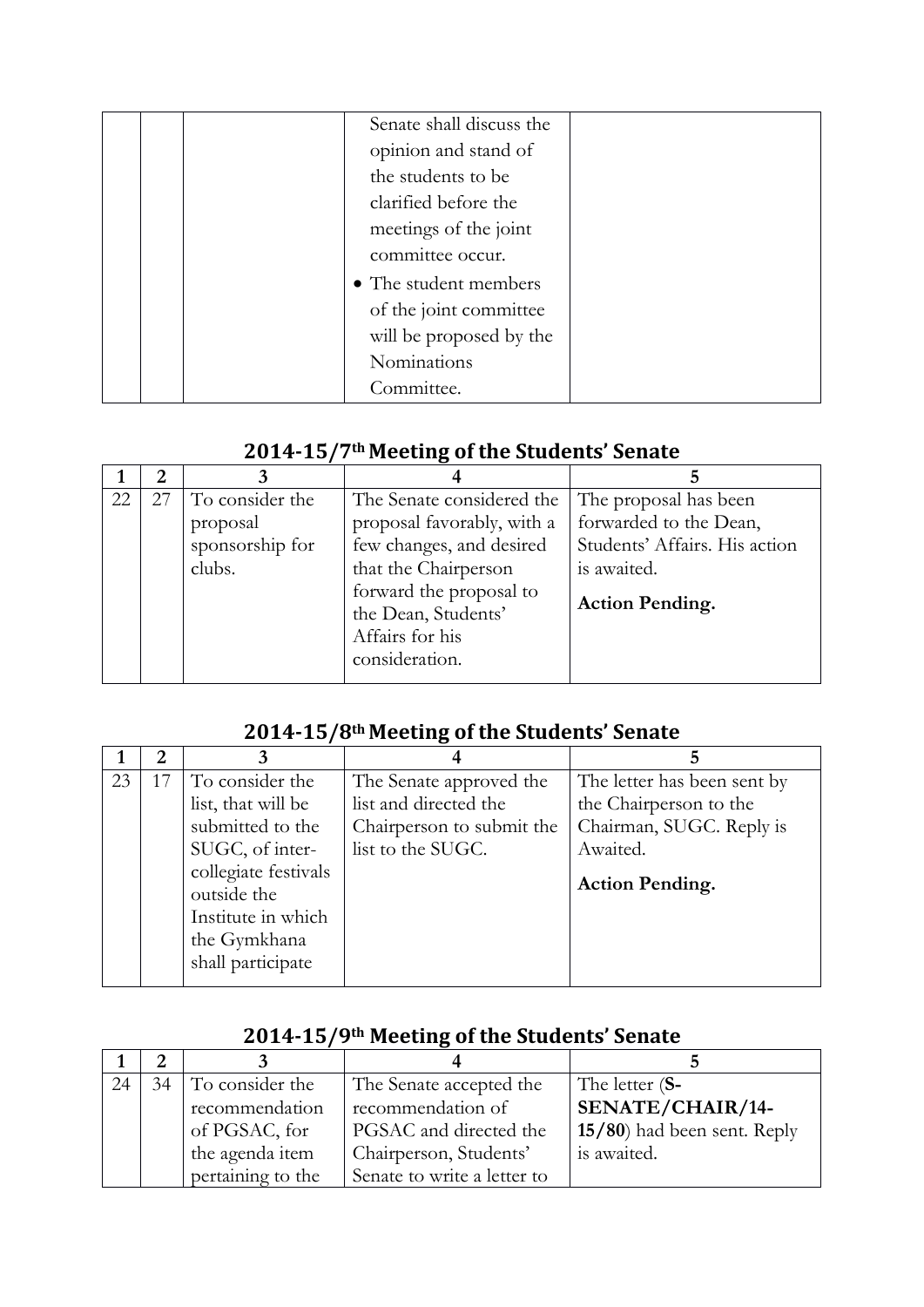| | | | Senate shall discuss the opinion and stand of the students to be clarified before the meetings of the joint committee occur.<br>• The student members of the joint committee will be proposed by the Nominations Committee. | |
|---|---|---|---|---|

## 2014-15/7th Meeting of the Students' Senate

| 1 | 2 | 3 | 4 | 5 |
|---|---|---|---|---|
| 22 | 27 | To consider the proposal sponsorship for clubs. | The Senate considered the proposal favorably, with a few changes, and desired that the Chairperson forward the proposal to the Dean, Students' Affairs for his consideration. | The proposal has been forwarded to the Dean, Students' Affairs. His action is awaited.<br>**Action Pending.** |

## 2014-15/8th Meeting of the Students' Senate

| 1 | 2 | 3 | 4 | 5 |
|---|---|---|---|---|
| 23 | 17 | To consider the list, that will be submitted to the SUGC, of inter-collegiate festivals outside the Institute in which the Gymkhana shall participate | The Senate approved the list and directed the Chairperson to submit the list to the SUGC. | The letter has been sent by the Chairperson to the Chairman, SUGC. Reply is Awaited.<br>**Action Pending.** |

## 2014-15/9th Meeting of the Students' Senate

| 1 | 2 | 3 | 4 | 5 |
|---|---|---|---|---|
| 24 | 34 | To consider the recommendation of PGSAC, for the agenda item pertaining to the | The Senate accepted the recommendation of PGSAC and directed the Chairperson, Students' Senate to write a letter to | The letter (**S-SENATE/CHAIR/14-15/80**) had been sent. Reply is awaited. |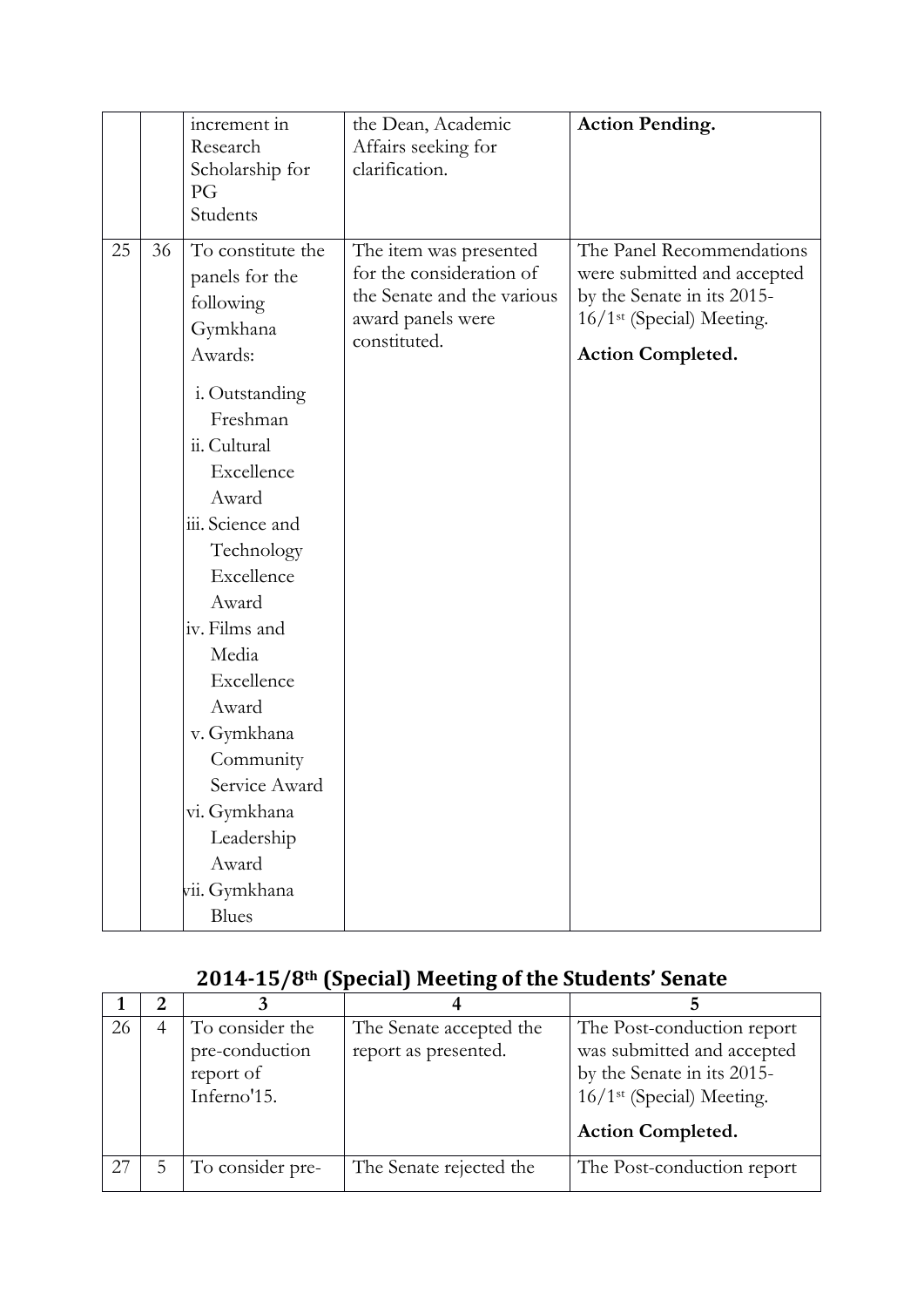| | | | | |
|---|---|---|---|---|
| | | increment in Research Scholarship for PG Students | the Dean, Academic Affairs seeking for clarification. | **Action Pending.** |
| 25 | 36 | To constitute the panels for the following Gymkhana Awards:<br>i. Outstanding Freshman<br>ii. Cultural Excellence Award<br>iii. Science and Technology Excellence Award<br>iv. Films and Media Excellence Award<br>v. Gymkhana Community Service Award<br>vi. Gymkhana Leadership Award<br>vii. Gymkhana Blues | The item was presented for the consideration of the Senate and the various award panels were constituted. | The Panel Recommendations were submitted and accepted by the Senate in its 2015-16/1st (Special) Meeting.<br>**Action Completed.** |

## 2014-15/8th (Special) Meeting of the Students' Senate

| 1 | 2 | 3 | 4 | 5 |
|---|---|---|---|---|
| 26 | 4 | To consider the pre-conduction report of Inferno'15. | The Senate accepted the report as presented. | The Post-conduction report was submitted and accepted by the Senate in its 2015-16/1st (Special) Meeting.<br>**Action Completed.** |
| 27 | 5 | To consider pre- | The Senate rejected the | The Post-conduction report |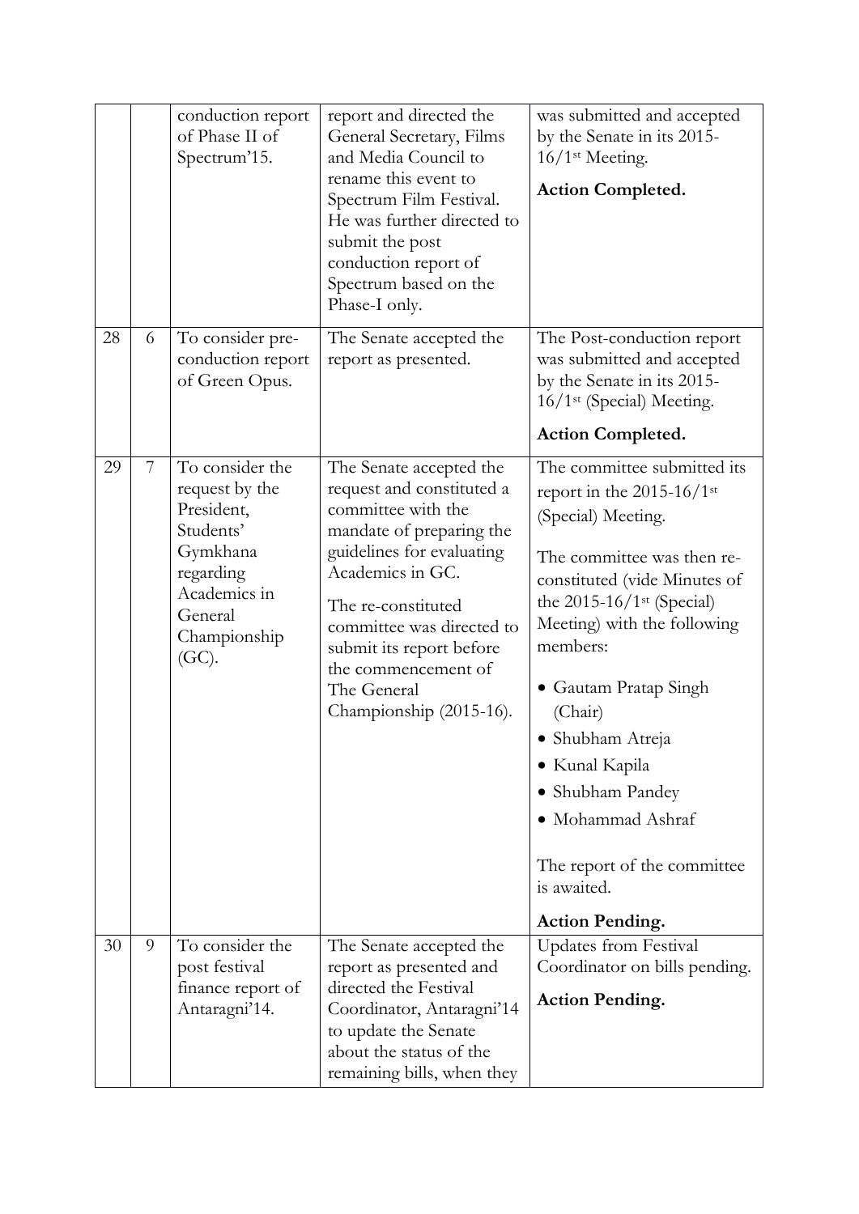| | | | | |
|---|---|---|---|---|
| | | conduction report of Phase II of Spectrum'15. | report and directed the General Secretary, Films and Media Council to rename this event to Spectrum Film Festival. He was further directed to submit the post conduction report of Spectrum based on the Phase-I only. | was submitted and accepted by the Senate in its 2015-16/1st Meeting.<br><br>**Action Completed.** |
| 28 | 6 | To consider pre-conduction report of Green Opus. | The Senate accepted the report as presented. | The Post-conduction report was submitted and accepted by the Senate in its 2015-16/1st (Special) Meeting.<br><br>**Action Completed.** |
| 29 | 7 | To consider the request by the President, Students' Gymkhana regarding Academics in General Championship (GC). | The Senate accepted the request and constituted a committee with the mandate of preparing the guidelines for evaluating Academics in GC.<br><br>The re-constituted committee was directed to submit its report before the commencement of The General Championship (2015-16). | The committee submitted its report in the 2015-16/1st (Special) Meeting.<br><br>The committee was then re-constituted (vide Minutes of the 2015-16/1st (Special) Meeting) with the following members:<br><br>• Gautam Pratap Singh (Chair)<br>• Shubham Atreja<br>• Kunal Kapila<br>• Shubham Pandey<br>• Mohammad Ashraf<br><br>The report of the committee is awaited.<br><br>**Action Pending.** |
| 30 | 9 | To consider the post festival finance report of Antaragni'14. | The Senate accepted the report as presented and directed the Festival Coordinator, Antaragni'14 to update the Senate about the status of the remaining bills, when they | Updates from Festival Coordinator on bills pending.<br><br>**Action Pending.** |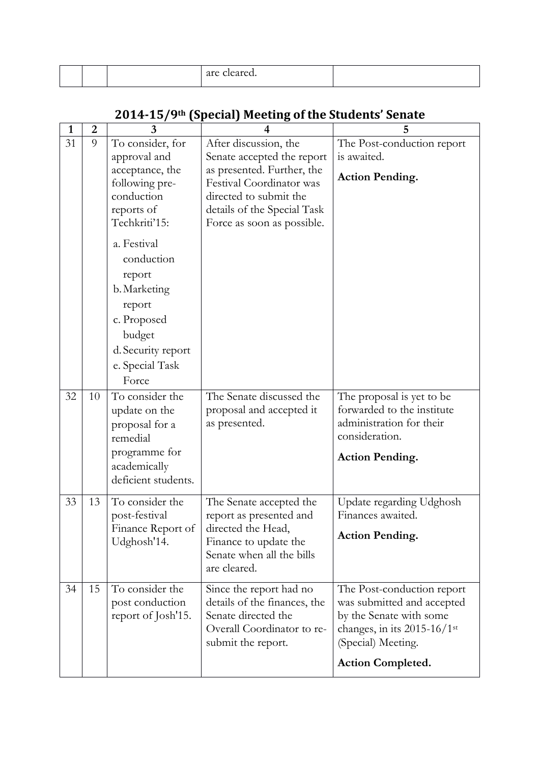| | | | are cleared. | |
|---|---|---|---|---|

## 2014-15/9th (Special) Meeting of the Students' Senate

| 1 | 2 | 3 | 4 | 5 |
|---|---|---|---|---|
| 31 | 9 | To consider, for approval and acceptance, the following pre-conduction reports of Techkriti'15: a. Festival conduction report b. Marketing report c. Proposed budget d. Security report e. Special Task Force | After discussion, the Senate accepted the report as presented. Further, the Festival Coordinator was directed to submit the details of the Special Task Force as soon as possible. | The Post-conduction report is awaited. **Action Pending.** |
| 32 | 10 | To consider the update on the proposal for a remedial programme for academically deficient students. | The Senate discussed the proposal and accepted it as presented. | The proposal is yet to be forwarded to the institute administration for their consideration. **Action Pending.** |
| 33 | 13 | To consider the post-festival Finance Report of Udghosh'14. | The Senate accepted the report as presented and directed the Head, Finance to update the Senate when all the bills are cleared. | Update regarding Udghosh Finances awaited. **Action Pending.** |
| 34 | 15 | To consider the post conduction report of Josh'15. | Since the report had no details of the finances, the Senate directed the Overall Coordinator to re-submit the report. | The Post-conduction report was submitted and accepted by the Senate with some changes, in its 2015-16/1st (Special) Meeting. **Action Completed.** |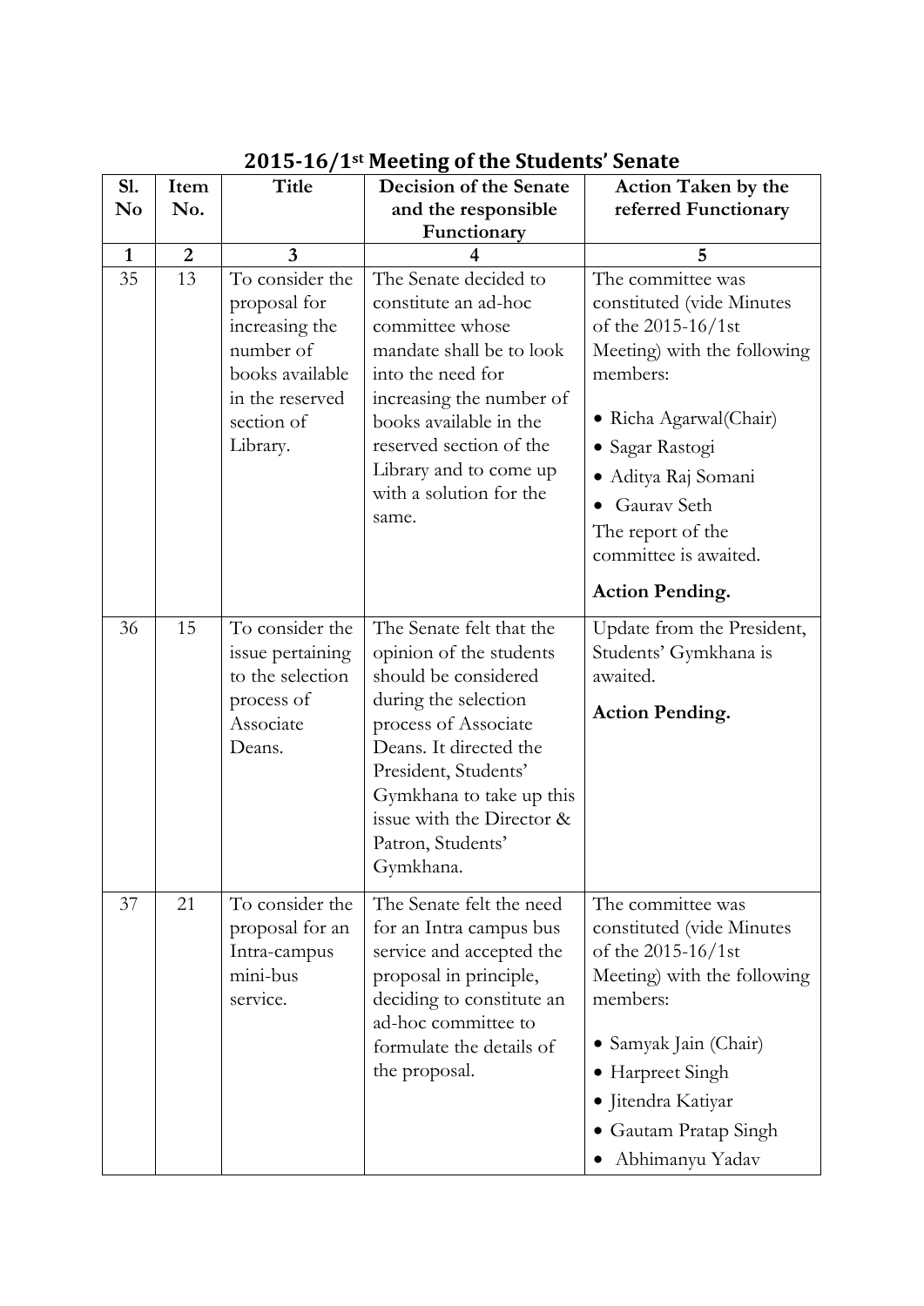## 2015-16/1st Meeting of the Students' Senate

| Sl. No | Item No. | Title | Decision of the Senate and the responsible Functionary | Action Taken by the referred Functionary |
|---|---|---|---|---|
| 1 | 2 | 3 | 4 | 5 |
| 35 | 13 | To consider the proposal for increasing the number of books available in the reserved section of Library. | The Senate decided to constitute an ad-hoc committee whose mandate shall be to look into the need for increasing the number of books available in the reserved section of the Library and to come up with a solution for the same. | The committee was constituted (vide Minutes of the 2015-16/1st Meeting) with the following members: <br>• Richa Agarwal(Chair) <br>• Sagar Rastogi <br>• Aditya Raj Somani <br>• Gaurav Seth <br>The report of the committee is awaited. <br>**Action Pending.** |
| 36 | 15 | To consider the issue pertaining to the selection process of Associate Deans. | The Senate felt that the opinion of the students should be considered during the selection process of Associate Deans. It directed the President, Students' Gymkhana to take up this issue with the Director & Patron, Students' Gymkhana. | Update from the President, Students' Gymkhana is awaited. <br>**Action Pending.** |
| 37 | 21 | To consider the proposal for an Intra-campus mini-bus service. | The Senate felt the need for an Intra campus bus service and accepted the proposal in principle, deciding to constitute an ad-hoc committee to formulate the details of the proposal. | The committee was constituted (vide Minutes of the 2015-16/1st Meeting) with the following members: <br>• Samyak Jain (Chair) <br>• Harpreet Singh <br>• Jitendra Katiyar <br>• Gautam Pratap Singh <br>• Abhimanyu Yadav |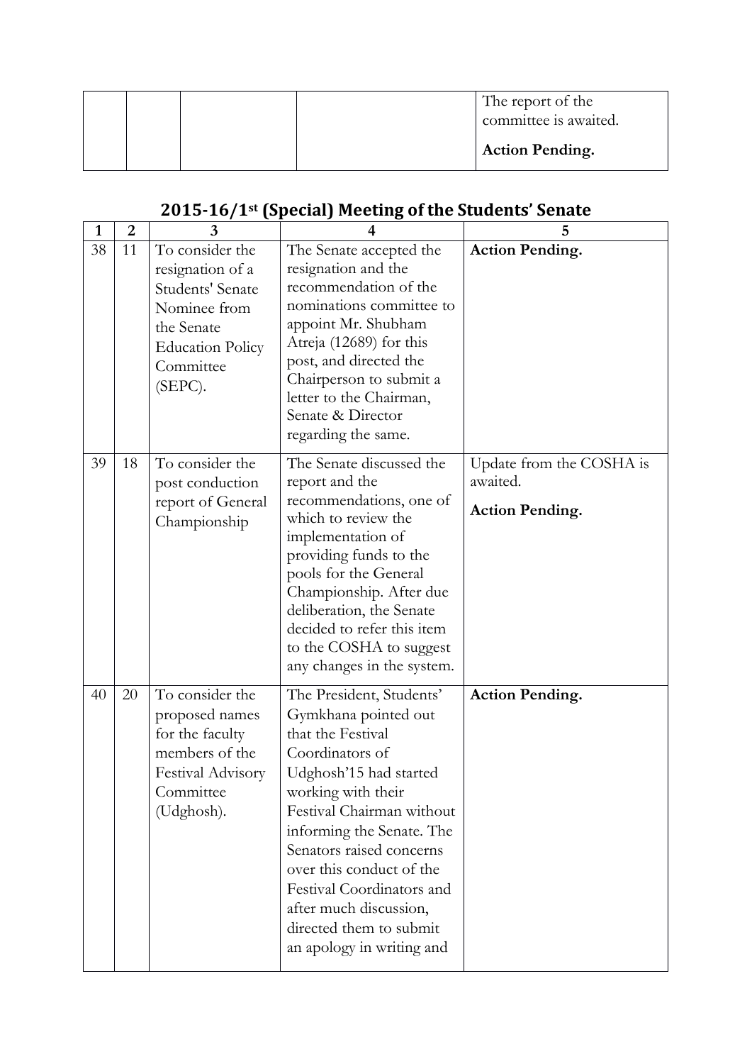| | | | | The report of the committee is awaited.<br><br>**Action Pending.** |
|---|---|---|---|---|

## 2015-16/1st (Special) Meeting of the Students' Senate

| 1 | 2 | 3 | 4 | 5 |
|---|---|---|---|---|
| 38 | 11 | To consider the resignation of a Students' Senate Nominee from the Senate Education Policy Committee (SEPC). | The Senate accepted the resignation and the recommendation of the nominations committee to appoint Mr. Shubham Atreja (12689) for this post, and directed the Chairperson to submit a letter to the Chairman, Senate & Director regarding the same. | **Action Pending.** |
| 39 | 18 | To consider the post conduction report of General Championship | The Senate discussed the report and the recommendations, one of which to review the implementation of providing funds to the pools for the General Championship. After due deliberation, the Senate decided to refer this item to the COSHA to suggest any changes in the system. | Update from the COSHA is awaited.<br><br>**Action Pending.** |
| 40 | 20 | To consider the proposed names for the faculty members of the Festival Advisory Committee (Udghosh). | The President, Students' Gymkhana pointed out that the Festival Coordinators of Udghosh'15 had started working with their Festival Chairman without informing the Senate. The Senators raised concerns over this conduct of the Festival Coordinators and after much discussion, directed them to submit an apology in writing and | **Action Pending.** |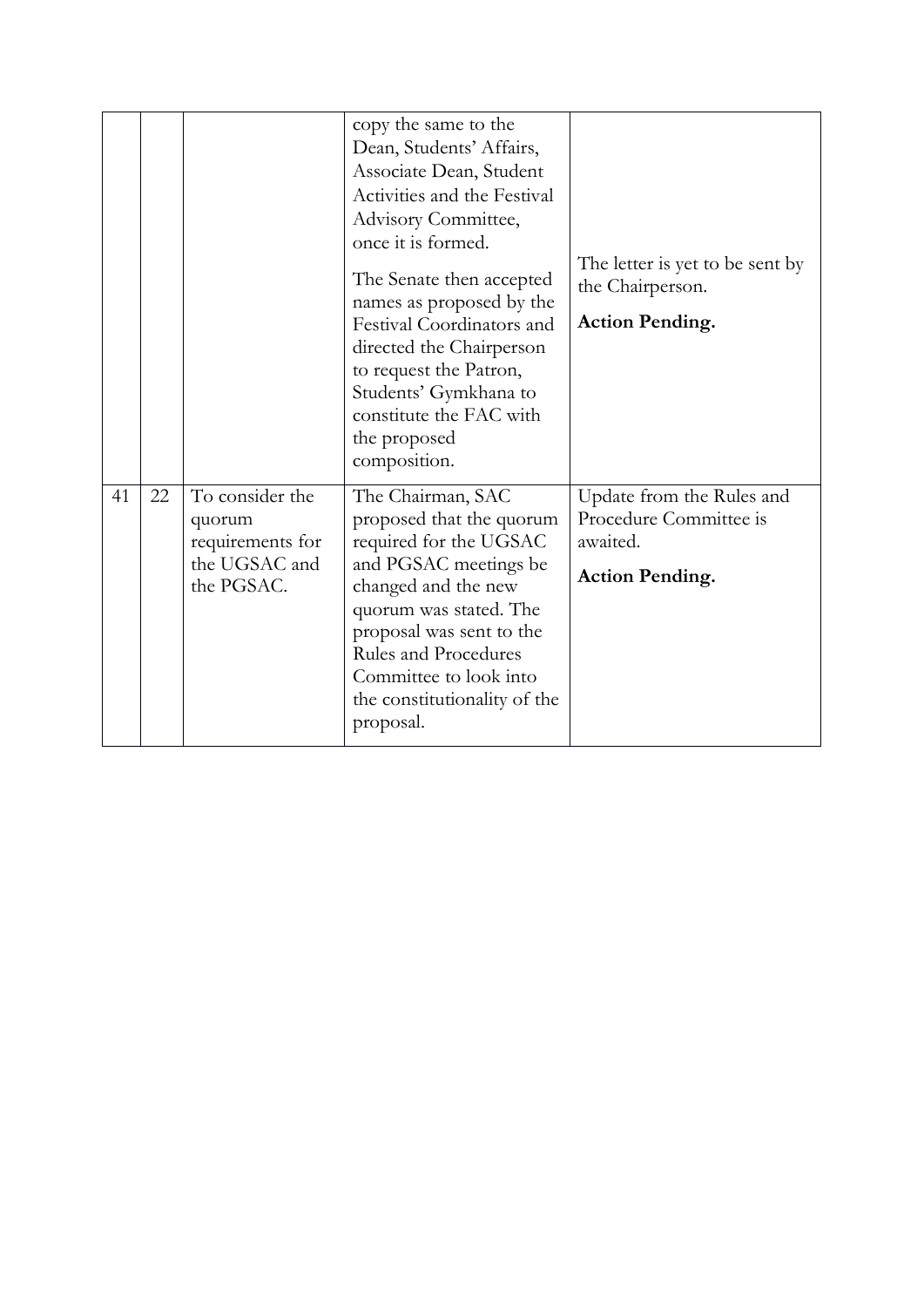| | | | | |
|---|---|---|---|---|
| | | | copy the same to the Dean, Students' Affairs, Associate Dean, Student Activities and the Festival Advisory Committee, once it is formed.<br><br>The Senate then accepted names as proposed by the Festival Coordinators and directed the Chairperson to request the Patron, Students' Gymkhana to constitute the FAC with the proposed composition. | The letter is yet to be sent by the Chairperson.<br><br>**Action Pending.** |
| 41 | 22 | To consider the quorum requirements for the UGSAC and the PGSAC. | The Chairman, SAC proposed that the quorum required for the UGSAC and PGSAC meetings be changed and the new quorum was stated. The proposal was sent to the Rules and Procedures Committee to look into the constitutionality of the proposal. | Update from the Rules and Procedure Committee is awaited.<br><br>**Action Pending.** |